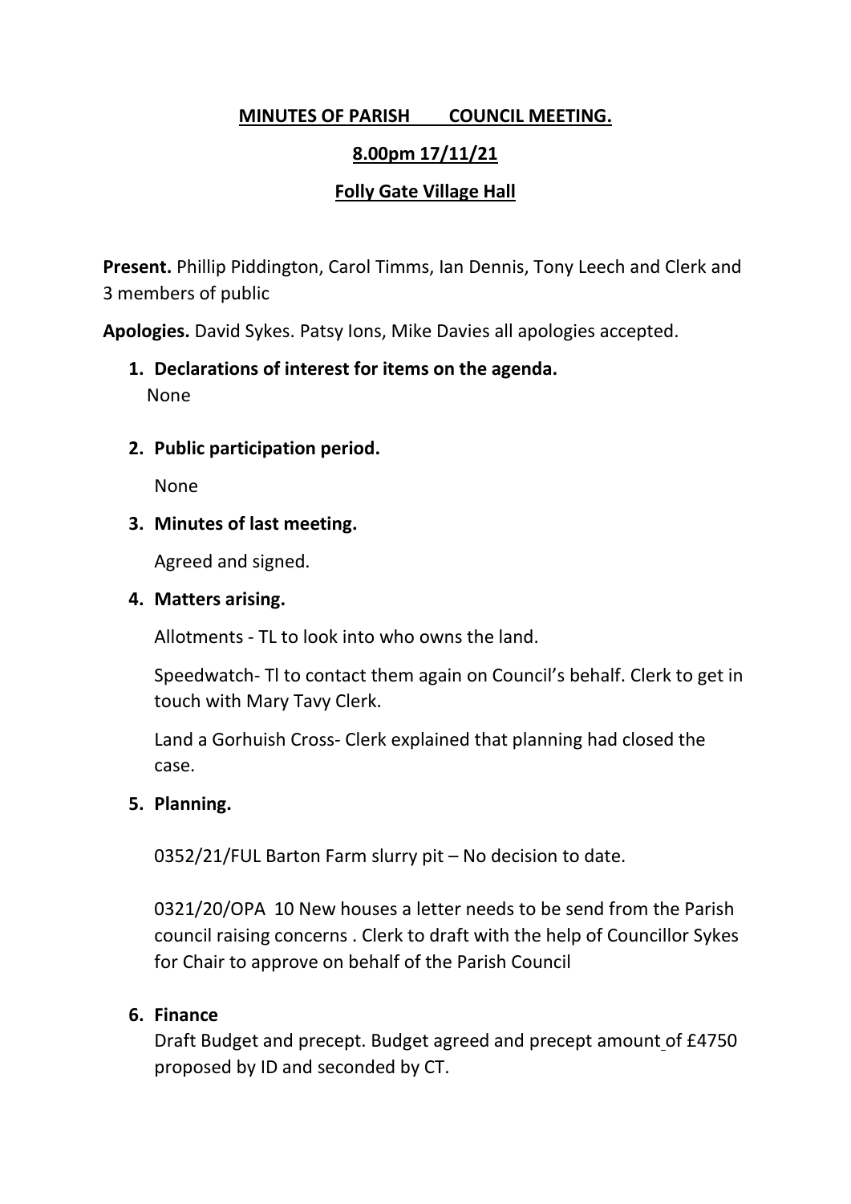# MINUTES OF PARISH COUNCIL MEETING.

## 8.00pm 17/11/21

## Folly Gate Village Hall

**Present.** Phillip Piddington, Carol Timms, Ian Dennis, Tony Leech and Clerk and 3 members of public

**Apologies.** David Sykes. Patsy Ions, Mike Davies all apologies accepted.

1. **Declarations of interest for items on the agenda.**

   None

2. **Public participation period.**

   None

3. **Minutes of last meeting.**

   Agreed and signed.

4. **Matters arising.**

   Allotments - TL to look into who owns the land.

   Speedwatch- Tl to contact them again on Council's behalf. Clerk to get in touch with Mary Tavy Clerk.

   Land a Gorhuish Cross- Clerk explained that planning had closed the case.

5. **Planning.**

   0352/21/FUL Barton Farm slurry pit – No decision to date.

   0321/20/OPA 10 New houses a letter needs to be send from the Parish council raising concerns . Clerk to draft with the help of Councillor Sykes for Chair to approve on behalf of the Parish Council

6. **Finance**

   Draft Budget and precept. Budget agreed and precept amount of £4750 proposed by ID and seconded by CT.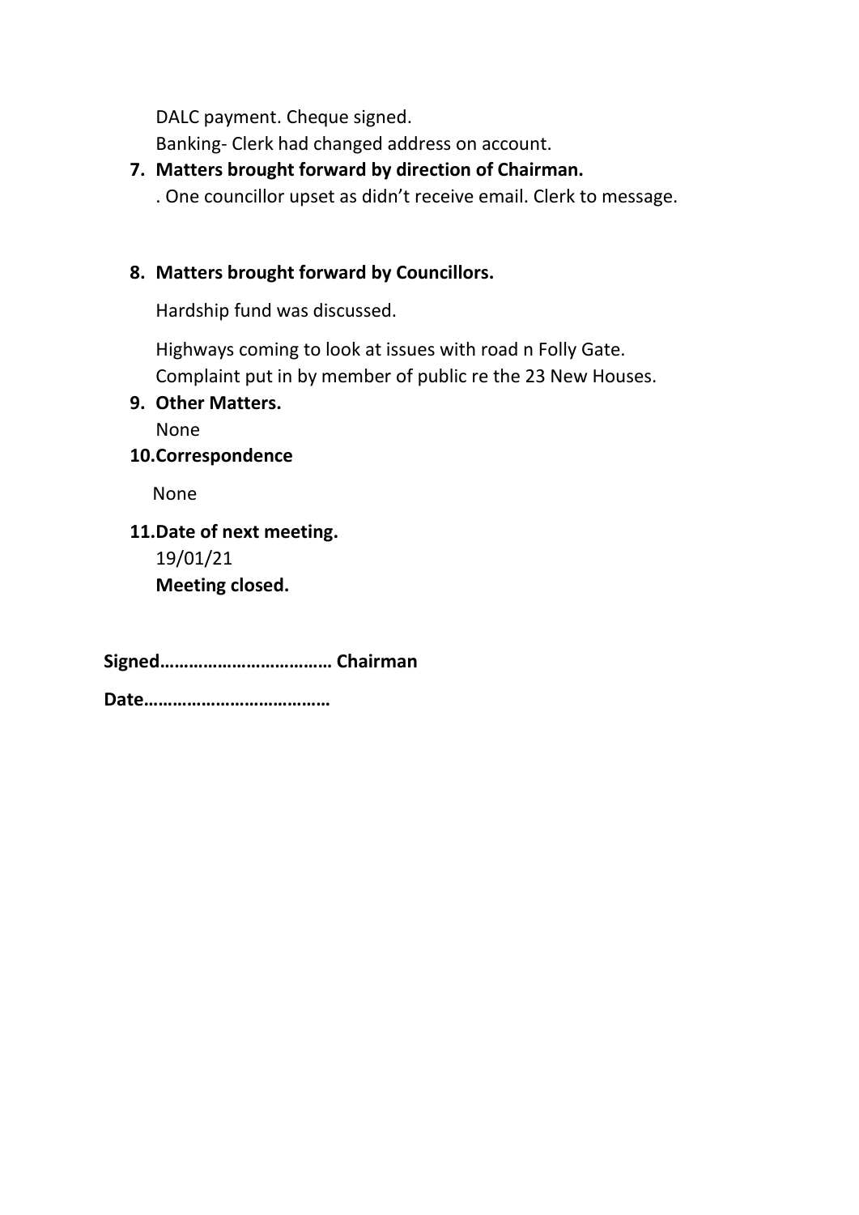DALC payment. Cheque signed.
Banking- Clerk had changed address on account.

7. **Matters brought forward by direction of Chairman.**
. One councillor upset as didn't receive email. Clerk to message.

8. **Matters brought forward by Councillors.**

Hardship fund was discussed.

Highways coming to look at issues with road n Folly Gate.
Complaint put in by member of public re the 23 New Houses.

9. **Other Matters.**
None

10. **Correspondence**

None

11. **Date of next meeting.**
19/01/21
**Meeting closed.**

**Signed……………………………… Chairman**

**Date……………………………….**